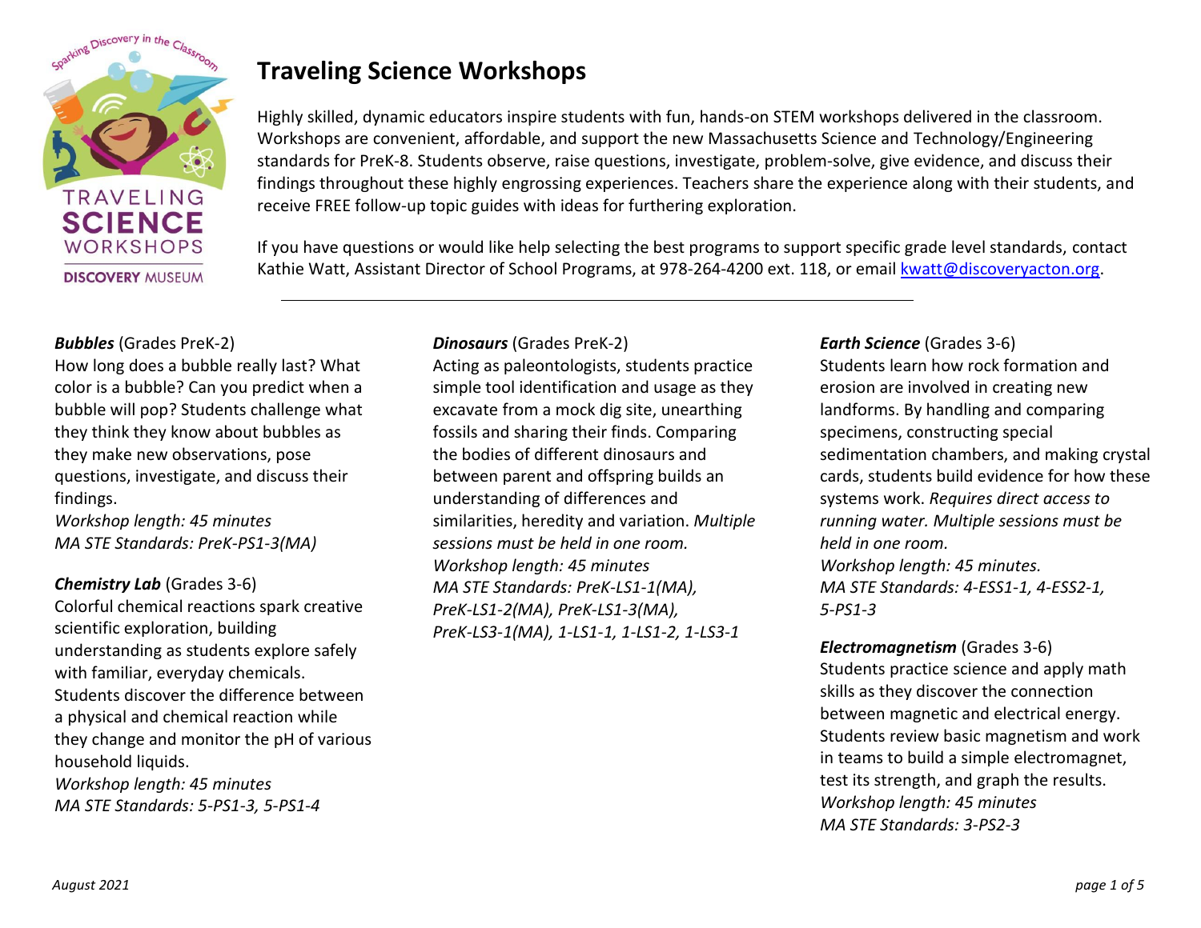# Traveling Science Workshops

Highly skilled, dynamic educators inspire students with fun, hands-on STEM workshops delivered in the classroom. Workshops are convenient, affordable, and support the new Massachusetts Science and Technology/Engineering standards for PreK-8. Students observe, raise questions, investigate, problem-solve, give evidence, and discuss their findings throughout these highly engrossing experiences. Teachers share the experience along with their students, and receive FREE follow-up topic guides with ideas for furthering exploration.

If you have questions or would like help selecting the best programs to support specific grade level standards, contact Kathie Watt, Assistant Director of School Programs, at 978-264-4200 ext. 118, or email kwatt@discoveryacton.org.

---

***Bubbles*** (Grades PreK-2)
How long does a bubble really last? What color is a bubble? Can you predict when a bubble will pop? Students challenge what they think they know about bubbles as they make new observations, pose questions, investigate, and discuss their findings.
*Workshop length: 45 minutes*
*MA STE Standards: PreK-PS1-3(MA)*

***Chemistry Lab*** (Grades 3-6)
Colorful chemical reactions spark creative scientific exploration, building understanding as students explore safely with familiar, everyday chemicals. Students discover the difference between a physical and chemical reaction while they change and monitor the pH of various household liquids.
*Workshop length: 45 minutes*
*MA STE Standards: 5-PS1-3, 5-PS1-4*

***Dinosaurs*** (Grades PreK-2)
Acting as paleontologists, students practice simple tool identification and usage as they excavate from a mock dig site, unearthing fossils and sharing their finds. Comparing the bodies of different dinosaurs and between parent and offspring builds an understanding of differences and similarities, heredity and variation. *Multiple sessions must be held in one room.*
*Workshop length: 45 minutes*
*MA STE Standards: PreK-LS1-1(MA), PreK-LS1-2(MA), PreK-LS1-3(MA), PreK-LS3-1(MA), 1-LS1-1, 1-LS1-2, 1-LS3-1*

***Earth Science*** (Grades 3-6)
Students learn how rock formation and erosion are involved in creating new landforms. By handling and comparing specimens, constructing special sedimentation chambers, and making crystal cards, students build evidence for how these systems work. *Requires direct access to running water. Multiple sessions must be held in one room.*
*Workshop length: 45 minutes.*
*MA STE Standards: 4-ESS1-1, 4-ESS2-1, 5-PS1-3*

***Electromagnetism*** (Grades 3-6)
Students practice science and apply math skills as they discover the connection between magnetic and electrical energy. Students review basic magnetism and work in teams to build a simple electromagnet, test its strength, and graph the results.
*Workshop length: 45 minutes*
*MA STE Standards: 3-PS2-3*

*August 2021*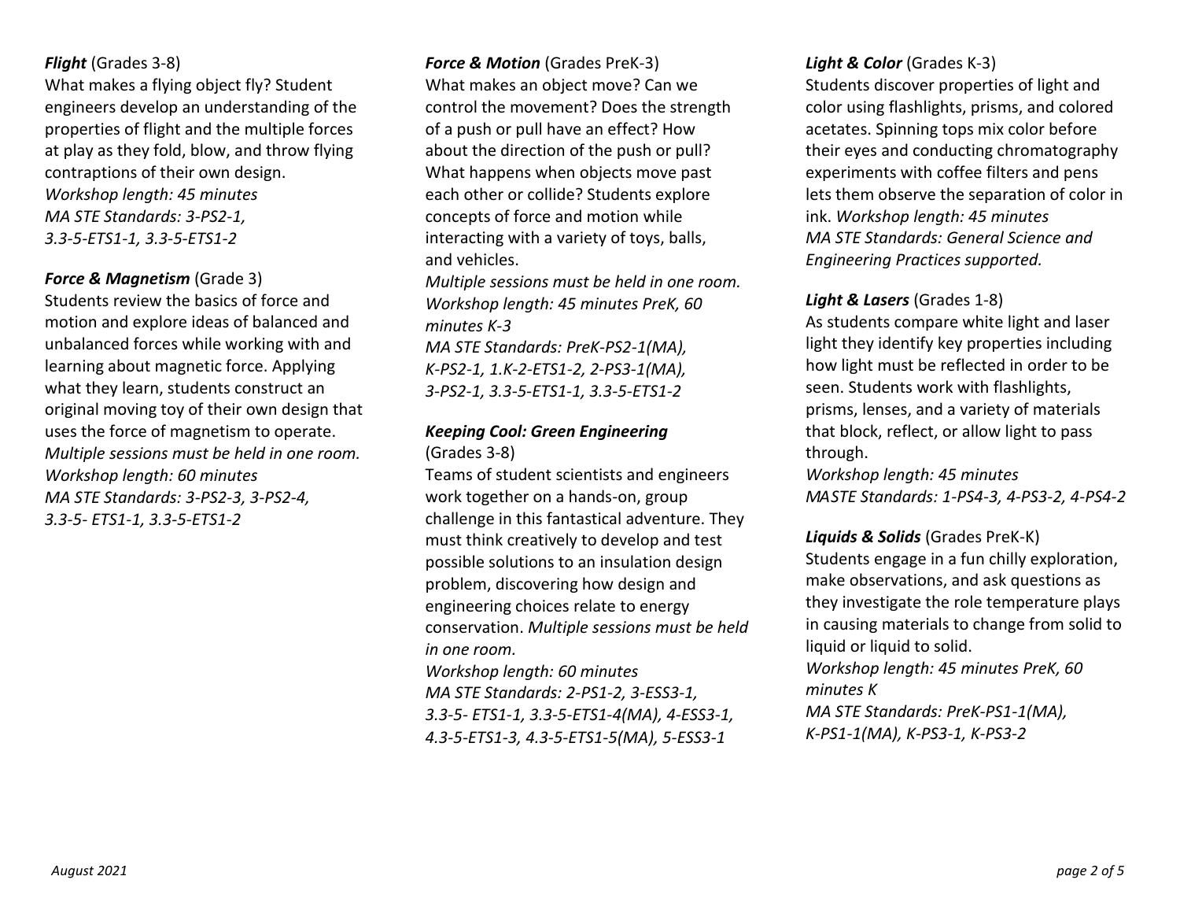***Flight*** (Grades 3-8)
What makes a flying object fly? Student engineers develop an understanding of the properties of flight and the multiple forces at play as they fold, blow, and throw flying contraptions of their own design.
*Workshop length: 45 minutes*
*MA STE Standards: 3-PS2-1, 3.3-5-ETS1-1, 3.3-5-ETS1-2*

***Force & Magnetism*** (Grade 3)
Students review the basics of force and motion and explore ideas of balanced and unbalanced forces while working with and learning about magnetic force. Applying what they learn, students construct an original moving toy of their own design that uses the force of magnetism to operate.
*Multiple sessions must be held in one room.*
*Workshop length: 60 minutes*
*MA STE Standards: 3-PS2-3, 3-PS2-4, 3.3-5- ETS1-1, 3.3-5-ETS1-2*

***Force & Motion*** (Grades PreK-3)
What makes an object move? Can we control the movement? Does the strength of a push or pull have an effect? How about the direction of the push or pull? What happens when objects move past each other or collide? Students explore concepts of force and motion while interacting with a variety of toys, balls, and vehicles.
*Multiple sessions must be held in one room.*
*Workshop length: 45 minutes PreK, 60 minutes K-3*
*MA STE Standards: PreK-PS2-1(MA), K-PS2-1, 1.K-2-ETS1-2, 2-PS3-1(MA), 3-PS2-1, 3.3-5-ETS1-1, 3.3-5-ETS1-2*

***Keeping Cool: Green Engineering*** (Grades 3-8)
Teams of student scientists and engineers work together on a hands-on, group challenge in this fantastical adventure. They must think creatively to develop and test possible solutions to an insulation design problem, discovering how design and engineering choices relate to energy conservation. *Multiple sessions must be held in one room.*
*Workshop length: 60 minutes*
*MA STE Standards: 2-PS1-2, 3-ESS3-1, 3.3-5- ETS1-1, 3.3-5-ETS1-4(MA), 4-ESS3-1, 4.3-5-ETS1-3, 4.3-5-ETS1-5(MA), 5-ESS3-1*

***Light & Color*** (Grades K-3)
Students discover properties of light and color using flashlights, prisms, and colored acetates. Spinning tops mix color before their eyes and conducting chromatography experiments with coffee filters and pens lets them observe the separation of color in ink. *Workshop length: 45 minutes*
*MA STE Standards: General Science and Engineering Practices supported.*

***Light & Lasers*** (Grades 1-8)
As students compare white light and laser light they identify key properties including how light must be reflected in order to be seen. Students work with flashlights, prisms, lenses, and a variety of materials that block, reflect, or allow light to pass through.
*Workshop length: 45 minutes*
*MASTE Standards: 1-PS4-3, 4-PS3-2, 4-PS4-2*

***Liquids & Solids*** (Grades PreK-K)
Students engage in a fun chilly exploration, make observations, and ask questions as they investigate the role temperature plays in causing materials to change from solid to liquid or liquid to solid.
*Workshop length: 45 minutes PreK, 60 minutes K*
*MA STE Standards: PreK-PS1-1(MA), K-PS1-1(MA), K-PS3-1, K-PS3-2*

*August 2021*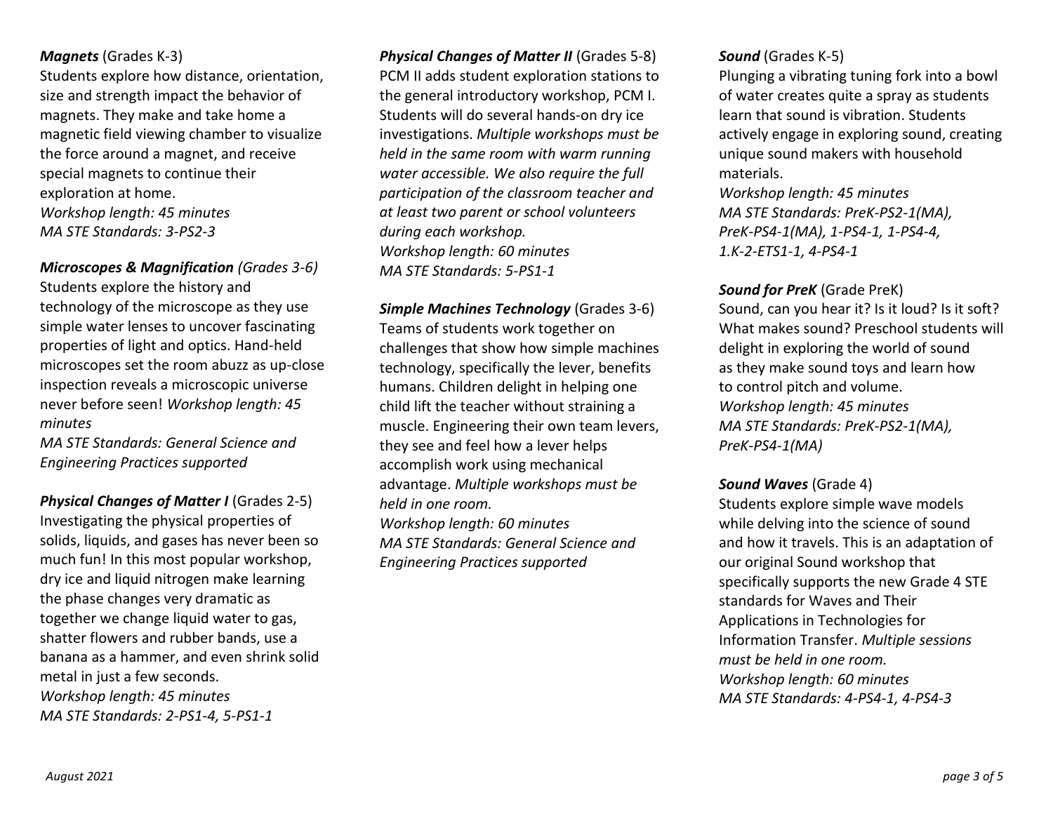***Magnets*** (Grades K-3)
Students explore how distance, orientation, size and strength impact the behavior of magnets. They make and take home a magnetic field viewing chamber to visualize the force around a magnet, and receive special magnets to continue their exploration at home.
*Workshop length: 45 minutes*
*MA STE Standards: 3-PS2-3*

***Microscopes & Magnification*** *(Grades 3-6)*
Students explore the history and technology of the microscope as they use simple water lenses to uncover fascinating properties of light and optics. Hand-held microscopes set the room abuzz as up-close inspection reveals a microscopic universe never before seen! *Workshop length: 45 minutes*
*MA STE Standards: General Science and Engineering Practices supported*

***Physical Changes of Matter I*** (Grades 2-5)
Investigating the physical properties of solids, liquids, and gases has never been so much fun! In this most popular workshop, dry ice and liquid nitrogen make learning the phase changes very dramatic as together we change liquid water to gas, shatter flowers and rubber bands, use a banana as a hammer, and even shrink solid metal in just a few seconds.
*Workshop length: 45 minutes*
*MA STE Standards: 2-PS1-4, 5-PS1-1*

***Physical Changes of Matter II*** (Grades 5-8)
PCM II adds student exploration stations to the general introductory workshop, PCM I. Students will do several hands-on dry ice investigations. *Multiple workshops must be held in the same room with warm running water accessible. We also require the full participation of the classroom teacher and at least two parent or school volunteers during each workshop.*
*Workshop length: 60 minutes*
*MA STE Standards: 5-PS1-1*

***Simple Machines Technology*** (Grades 3-6)
Teams of students work together on challenges that show how simple machines technology, specifically the lever, benefits humans. Children delight in helping one child lift the teacher without straining a muscle. Engineering their own team levers, they see and feel how a lever helps accomplish work using mechanical advantage. *Multiple workshops must be held in one room.*
*Workshop length: 60 minutes*
*MA STE Standards: General Science and Engineering Practices supported*

***Sound*** (Grades K-5)
Plunging a vibrating tuning fork into a bowl of water creates quite a spray as students learn that sound is vibration. Students actively engage in exploring sound, creating unique sound makers with household materials.
*Workshop length: 45 minutes*
*MA STE Standards: PreK-PS2-1(MA), PreK-PS4-1(MA), 1-PS4-1, 1-PS4-4, 1.K-2-ETS1-1, 4-PS4-1*

***Sound for PreK*** (Grade PreK)
Sound, can you hear it? Is it loud? Is it soft? What makes sound? Preschool students will delight in exploring the world of sound as they make sound toys and learn how to control pitch and volume.
*Workshop length: 45 minutes*
*MA STE Standards: PreK-PS2-1(MA), PreK-PS4-1(MA)*

***Sound Waves*** (Grade 4)
Students explore simple wave models while delving into the science of sound and how it travels. This is an adaptation of our original Sound workshop that specifically supports the new Grade 4 STE standards for Waves and Their Applications in Technologies for Information Transfer. *Multiple sessions must be held in one room.*
*Workshop length: 60 minutes*
*MA STE Standards: 4-PS4-1, 4-PS4-3*

*August 2021*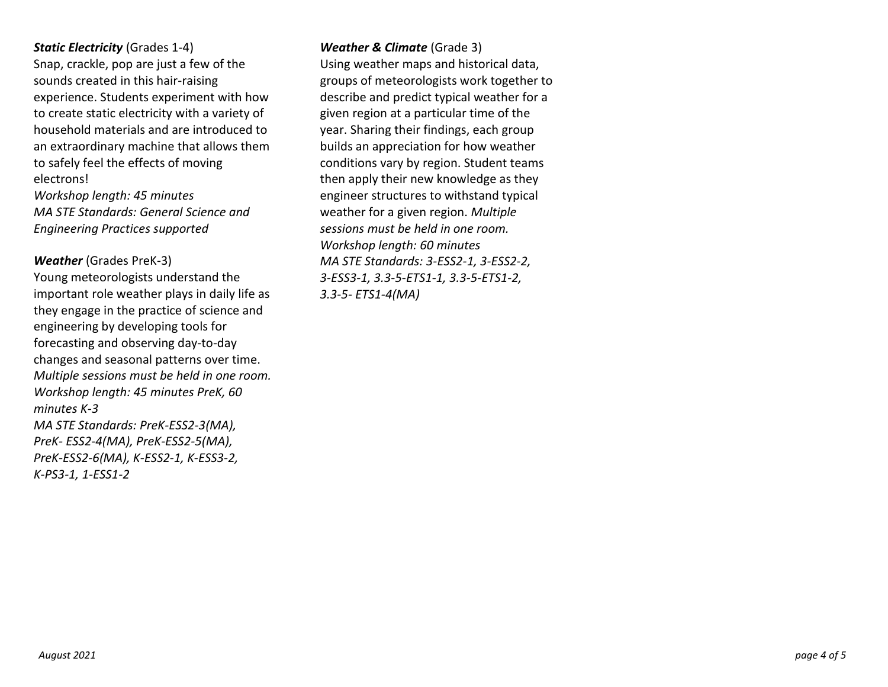***Static Electricity*** (Grades 1-4)
Snap, crackle, pop are just a few of the sounds created in this hair-raising experience. Students experiment with how to create static electricity with a variety of household materials and are introduced to an extraordinary machine that allows them to safely feel the effects of moving electrons!
*Workshop length: 45 minutes*
*MA STE Standards: General Science and Engineering Practices supported*

***Weather*** (Grades PreK-3)
Young meteorologists understand the important role weather plays in daily life as they engage in the practice of science and engineering by developing tools for forecasting and observing day-to-day changes and seasonal patterns over time. *Multiple sessions must be held in one room.*
*Workshop length: 45 minutes PreK, 60 minutes K-3*
*MA STE Standards: PreK-ESS2-3(MA), PreK- ESS2-4(MA), PreK-ESS2-5(MA), PreK-ESS2-6(MA), K-ESS2-1, K-ESS3-2, K-PS3-1, 1-ESS1-2*

***Weather & Climate*** (Grade 3)
Using weather maps and historical data, groups of meteorologists work together to describe and predict typical weather for a given region at a particular time of the year. Sharing their findings, each group builds an appreciation for how weather conditions vary by region. Student teams then apply their new knowledge as they engineer structures to withstand typical weather for a given region. *Multiple sessions must be held in one room.*
*Workshop length: 60 minutes*
*MA STE Standards: 3-ESS2-1, 3-ESS2-2, 3-ESS3-1, 3.3-5-ETS1-1, 3.3-5-ETS1-2, 3.3-5- ETS1-4(MA)*

*August 2021*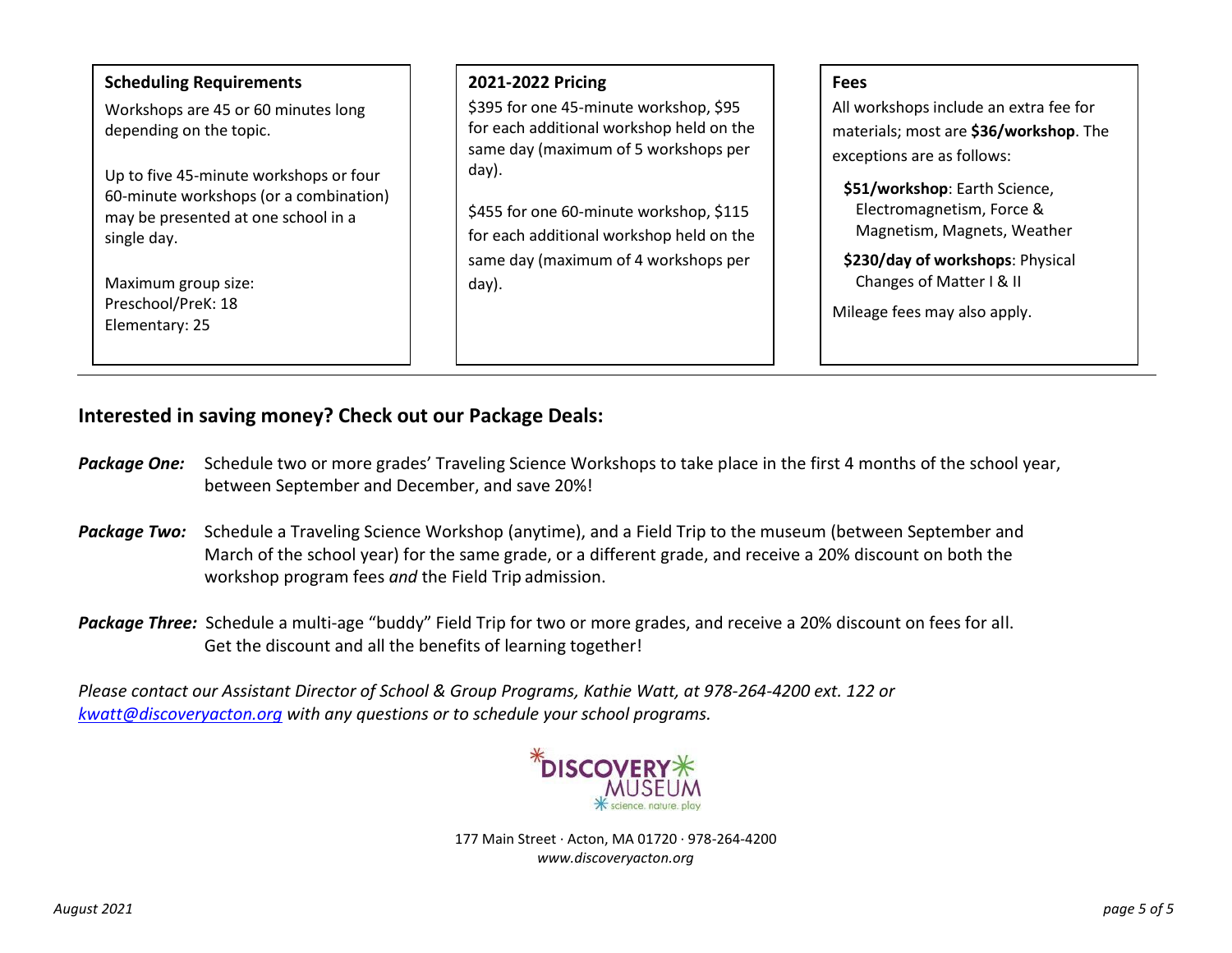### Scheduling Requirements

Workshops are 45 or 60 minutes long depending on the topic.

Up to five 45-minute workshops or four 60-minute workshops (or a combination) may be presented at one school in a single day.

Maximum group size:
Preschool/PreK: 18
Elementary: 25

### 2021-2022 Pricing

$395 for one 45-minute workshop, $95 for each additional workshop held on the same day (maximum of 5 workshops per day).

$455 for one 60-minute workshop, $115 for each additional workshop held on the same day (maximum of 4 workshops per day).

### Fees

All workshops include an extra fee for materials; most are **$36/workshop**. The exceptions are as follows:

- **$51/workshop**: Earth Science, Electromagnetism, Force & Magnetism, Magnets, Weather
- **$230/day of workshops**: Physical Changes of Matter I & II

Mileage fees may also apply.

---

## Interested in saving money? Check out our Package Deals:

***Package One:*** Schedule two or more grades' Traveling Science Workshops to take place in the first 4 months of the school year, between September and December, and save 20%!

***Package Two:*** Schedule a Traveling Science Workshop (anytime), and a Field Trip to the museum (between September and March of the school year) for the same grade, or a different grade, and receive a 20% discount on both the workshop program fees *and* the Field Trip admission.

***Package Three:*** Schedule a multi-age "buddy" Field Trip for two or more grades, and receive a 20% discount on fees for all. Get the discount and all the benefits of learning together!

*Please contact our Assistant Director of School & Group Programs, Kathie Watt, at 978-264-4200 ext. 122 or [kwatt@discoveryacton.org](mailto:kwatt@discoveryacton.org) with any questions or to schedule your school programs.*

DISCOVERY MUSEUM
science. nature. play

177 Main Street · Acton, MA 01720 · 978-264-4200
*www.discoveryacton.org*

*August 2021*